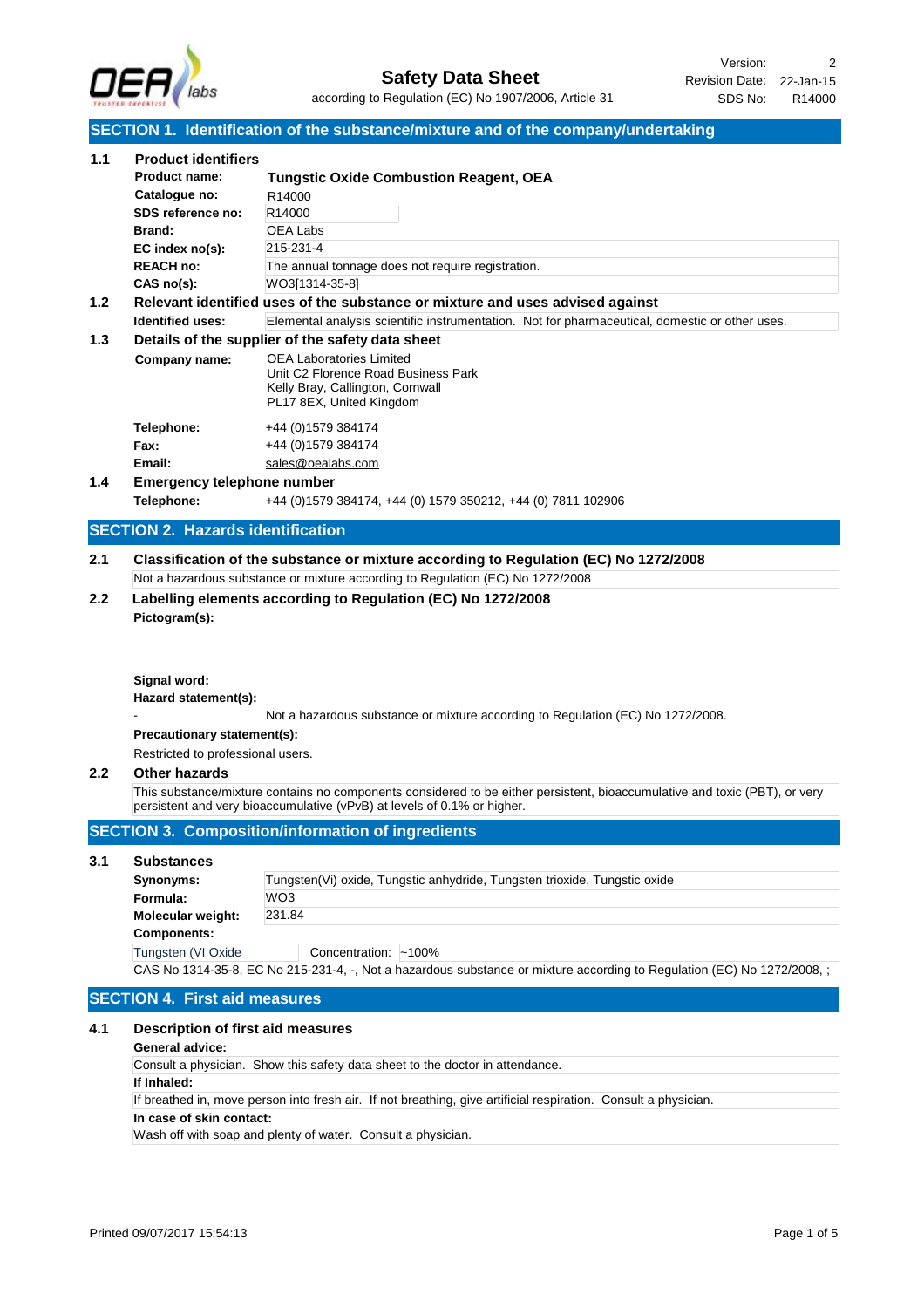# Safety Data Sheet

according to Regulation (EC) No 1907/2006, Article 31

Version: 2
Revision Date: 22-Jan-15
SDS No: R14000

## SECTION 1. Identification of the substance/mixture and of the company/undertaking

### 1.1 Product identifiers

| | |
|---|---|
| **Product name:** | **Tungstic Oxide Combustion Reagent, OEA** |
| **Catalogue no:** | R14000 |
| **SDS reference no:** | R14000 |
| **Brand:** | OEA Labs |
| **EC index no(s):** | 215-231-4 |
| **REACH no:** | The annual tonnage does not require registration. |
| **CAS no(s):** | WO3[1314-35-8] |

### 1.2 Relevant identified uses of the substance or mixture and uses advised against

**Identified uses:** Elemental analysis scientific instrumentation. Not for pharmaceutical, domestic or other uses.

### 1.3 Details of the supplier of the safety data sheet

**Company name:**
OEA Laboratories Limited
Unit C2 Florence Road Business Park
Kelly Bray, Callington, Cornwall
PL17 8EX, United Kingdom

**Telephone:** +44 (0)1579 384174
**Fax:** +44 (0)1579 384174
**Email:** sales@oealabs.com

### 1.4 Emergency telephone number

**Telephone:** +44 (0)1579 384174, +44 (0) 1579 350212, +44 (0) 7811 102906

## SECTION 2. Hazards identification

### 2.1 Classification of the substance or mixture according to Regulation (EC) No 1272/2008

Not a hazardous substance or mixture according to Regulation (EC) No 1272/2008

### 2.2 Labelling elements according to Regulation (EC) No 1272/2008

**Pictogram(s):**

**Signal word:**

**Hazard statement(s):**

- Not a hazardous substance or mixture according to Regulation (EC) No 1272/2008.

**Precautionary statement(s):**

Restricted to professional users.

### 2.2 Other hazards

This substance/mixture contains no components considered to be either persistent, bioaccumulative and toxic (PBT), or very persistent and very bioaccumulative (vPvB) at levels of 0.1% or higher.

## SECTION 3. Composition/information of ingredients

### 3.1 Substances

| | |
|---|---|
| **Synonyms:** | Tungsten(Vi) oxide, Tungstic anhydride, Tungsten trioxide, Tungstic oxide |
| **Formula:** | WO3 |
| **Molecular weight:** | 231.84 |

**Components:**

Tungsten (VI Oxide — Concentration: ~100%

CAS No 1314-35-8, EC No 215-231-4, -, Not a hazardous substance or mixture according to Regulation (EC) No 1272/2008, ;

## SECTION 4. First aid measures

### 4.1 Description of first aid measures

**General advice:**

Consult a physician. Show this safety data sheet to the doctor in attendance.

**If Inhaled:**

If breathed in, move person into fresh air. If not breathing, give artificial respiration. Consult a physician.

**In case of skin contact:**

Wash off with soap and plenty of water. Consult a physician.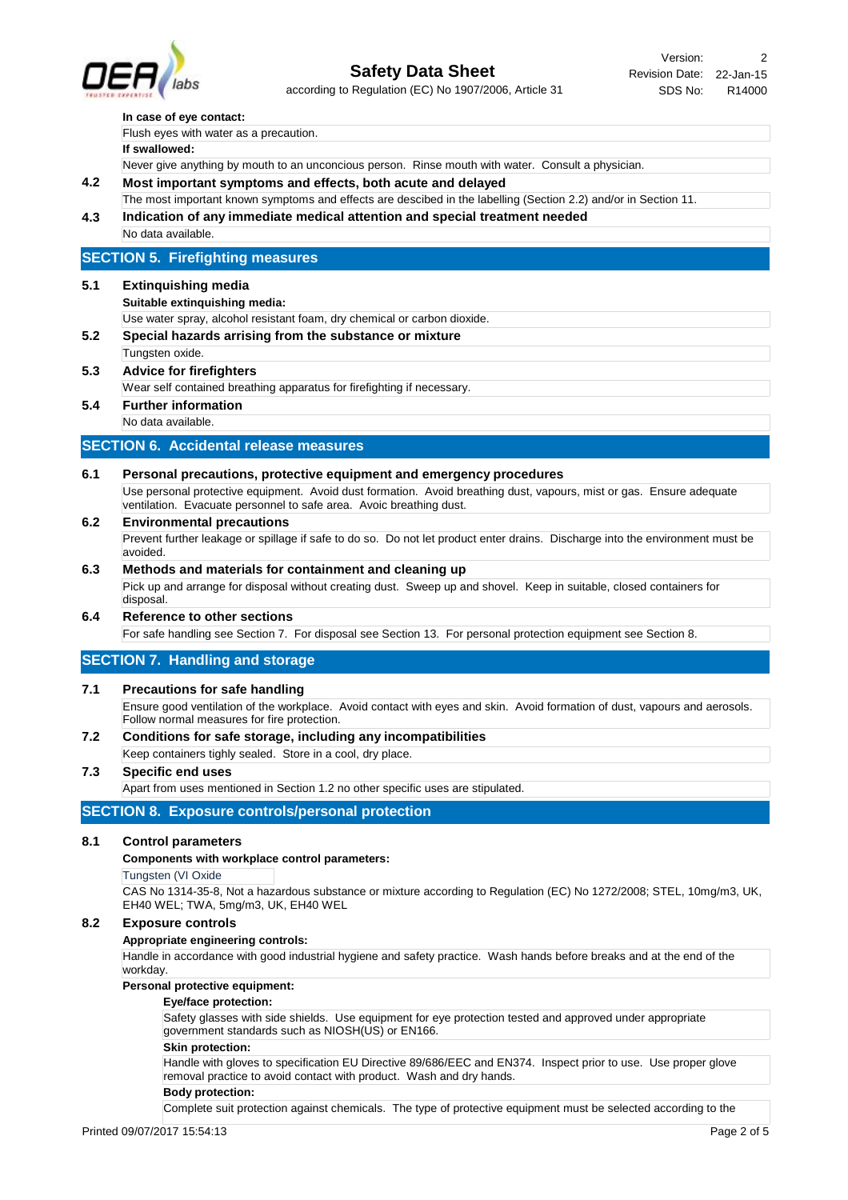**In case of eye contact:**

Flush eyes with water as a precaution.

**If swallowed:**

Never give anything by mouth to an unconcious person. Rinse mouth with water. Consult a physician.

### 4.2 Most important symptoms and effects, both acute and delayed

The most important known symptoms and effects are descibed in the labelling (Section 2.2) and/or in Section 11.

### 4.3 Indication of any immediate medical attention and special treatment needed

No data available.

## SECTION 5. Firefighting measures

### 5.1 Extinquishing media

**Suitable extinguishing media:**

Use water spray, alcohol resistant foam, dry chemical or carbon dioxide.

### 5.2 Special hazards arrising from the substance or mixture

Tungsten oxide.

### 5.3 Advice for firefighters

Wear self contained breathing apparatus for firefighting if necessary.

### 5.4 Further information

No data available.

## SECTION 6. Accidental release measures

### 6.1 Personal precautions, protective equipment and emergency procedures

Use personal protective equipment. Avoid dust formation. Avoid breathing dust, vapours, mist or gas. Ensure adequate ventilation. Evacuate personnel to safe area. Avoic breathing dust.

### 6.2 Environmental precautions

Prevent further leakage or spillage if safe to do so. Do not let product enter drains. Discharge into the environment must be avoided.

### 6.3 Methods and materials for containment and cleaning up

Pick up and arrange for disposal without creating dust. Sweep up and shovel. Keep in suitable, closed containers for disposal.

### 6.4 Reference to other sections

For safe handling see Section 7. For disposal see Section 13. For personal protection equipment see Section 8.

## SECTION 7. Handling and storage

### 7.1 Precautions for safe handling

Ensure good ventilation of the workplace. Avoid contact with eyes and skin. Avoid formation of dust, vapours and aerosols. Follow normal measures for fire protection.

### 7.2 Conditions for safe storage, including any incompatibilities

Keep containers tighly sealed. Store in a cool, dry place.

### 7.3 Specific end uses

Apart from uses mentioned in Section 1.2 no other specific uses are stipulated.

## SECTION 8. Exposure controls/personal protection

### 8.1 Control parameters

**Components with workplace control parameters:**

Tungsten (VI Oxide

CAS No 1314-35-8, Not a hazardous substance or mixture according to Regulation (EC) No 1272/2008; STEL, 10mg/m3, UK, EH40 WEL; TWA, 5mg/m3, UK, EH40 WEL

### 8.2 Exposure controls

**Appropriate engineering controls:**

Handle in accordance with good industrial hygiene and safety practice. Wash hands before breaks and at the end of the workday.

**Personal protective equipment:**

**Eye/face protection:**

Safety glasses with side shields. Use equipment for eye protection tested and approved under appropriate government standards such as NIOSH(US) or EN166.

**Skin protection:**

Handle with gloves to specification EU Directive 89/686/EEC and EN374. Inspect prior to use. Use proper glove removal practice to avoid contact with product. Wash and dry hands.

**Body protection:**

Complete suit protection against chemicals. The type of protective equipment must be selected according to the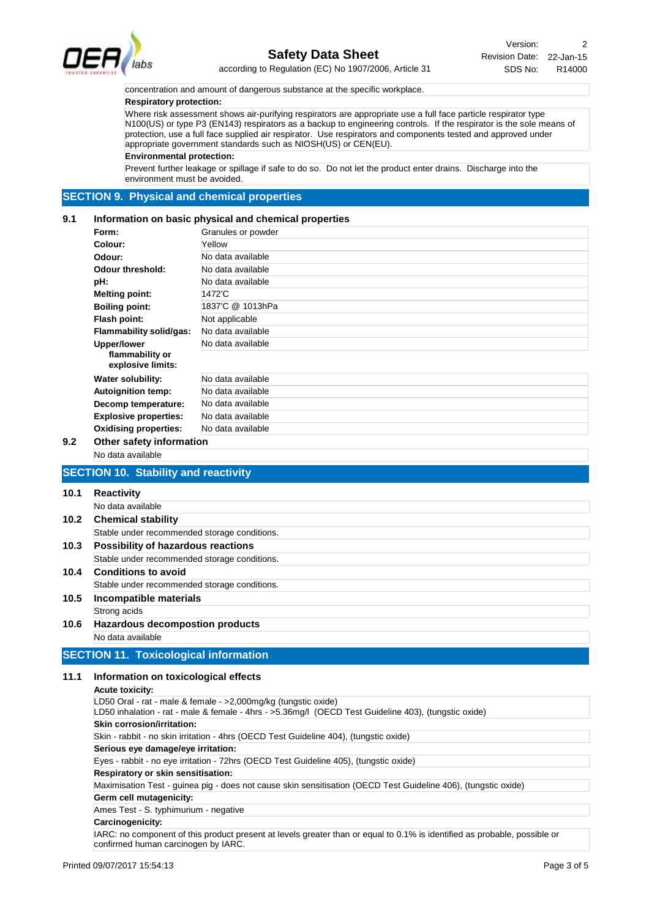concentration and amount of dangerous substance at the specific workplace.

**Respiratory protection:**

Where risk assessment shows air-purifying respirators are appropriate use a full face particle respirator type N100(US) or type P3 (EN143) respirators as a backup to engineering controls. If the respirator is the sole means of protection, use a full face supplied air respirator. Use respirators and components tested and approved under appropriate government standards such as NIOSH(US) or CEN(EU).

**Environmental protection:**

Prevent further leakage or spillage if safe to do so. Do not let the product enter drains. Discharge into the environment must be avoided.

## SECTION 9. Physical and chemical properties

### 9.1 Information on basic physical and chemical properties

| | |
|---|---|
| **Form:** | Granules or powder |
| **Colour:** | Yellow |
| **Odour:** | No data available |
| **Odour threshold:** | No data available |
| **pH:** | No data available |
| **Melting point:** | 1472'C |
| **Boiling point:** | 1837'C @ 1013hPa |
| **Flash point:** | Not applicable |
| **Flammability solid/gas:** | No data available |
| **Upper/lower flammability or explosive limits:** | No data available |
| **Water solubility:** | No data available |
| **Autoignition temp:** | No data available |
| **Decomp temperature:** | No data available |
| **Explosive properties:** | No data available |
| **Oxidising properties:** | No data available |

### 9.2 Other safety information

No data available

## SECTION 10. Stability and reactivity

### 10.1 Reactivity

No data available

### 10.2 Chemical stability

Stable under recommended storage conditions.

### 10.3 Possibility of hazardous reactions

Stable under recommended storage conditions.

### 10.4 Conditions to avoid

Stable under recommended storage conditions.

### 10.5 Incompatible materials

Strong acids

### 10.6 Hazardous decompostion products

No data available

## SECTION 11. Toxicological information

### 11.1 Information on toxicological effects

**Acute toxicity:**

LD50 Oral - rat - male & female - >2,000mg/kg (tungstic oxide)
LD50 inhalation - rat - male & female - 4hrs - >5.36mg/l (OECD Test Guideline 403), (tungstic oxide)

**Skin corrosion/irritation:**

Skin - rabbit - no skin irritation - 4hrs (OECD Test Guideline 404), (tungstic oxide)

**Serious eye damage/eye irritation:**

Eyes - rabbit - no eye irritation - 72hrs (OECD Test Guideline 405), (tungstic oxide)

**Respiratory or skin sensitisation:**

Maximisation Test - guinea pig - does not cause skin sensitisation (OECD Test Guideline 406), (tungstic oxide)

**Germ cell mutagenicity:**

Ames Test - S. typhimurium - negative

**Carcinogenicity:**

IARC: no component of this product present at levels greater than or equal to 0.1% is identified as probable, possible or confirmed human carcinogen by IARC.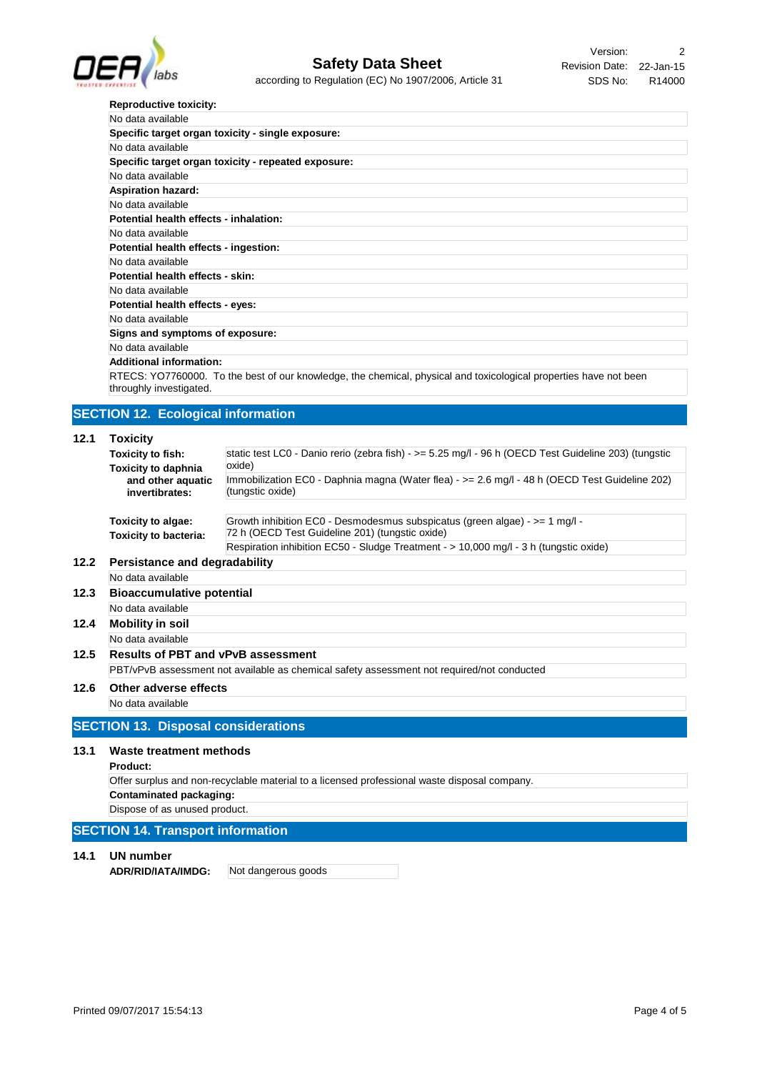**Reproductive toxicity:**

No data available

**Specific target organ toxicity - single exposure:**

No data available

**Specific target organ toxicity - repeated exposure:**

No data available

**Aspiration hazard:**

No data available

**Potential health effects - inhalation:**

No data available

**Potential health effects - ingestion:**

No data available

**Potential health effects - skin:**

No data available

**Potential health effects - eyes:**

No data available

**Signs and symptoms of exposure:**

No data available

**Additional information:**

RTECS: YO7760000. To the best of our knowledge, the chemical, physical and toxicological properties have not been throughly investigated.

## SECTION 12. Ecological information

### 12.1 Toxicity

| | |
|---|---|
| **Toxicity to fish:** | static test LC0 - Danio rerio (zebra fish) - >= 5.25 mg/l - 96 h (OECD Test Guideline 203) (tungstic oxide) |
| **Toxicity to daphnia and other aquatic invertibrates:** | Immobilization EC0 - Daphnia magna (Water flea) - >= 2.6 mg/l - 48 h (OECD Test Guideline 202) (tungstic oxide) |
| **Toxicity to algae:** | Growth inhibition EC0 - Desmodesmus subspicatus (green algae) - >= 1 mg/l - 72 h (OECD Test Guideline 201) (tungstic oxide) |
| **Toxicity to bacteria:** | Respiration inhibition EC50 - Sludge Treatment - > 10,000 mg/l - 3 h (tungstic oxide) |

### 12.2 Persistance and degradability

No data available

### 12.3 Bioaccumulative potential

No data available

### 12.4 Mobility in soil

No data available

### 12.5 Results of PBT and vPvB assessment

PBT/vPvB assessment not available as chemical safety assessment not required/not conducted

### 12.6 Other adverse effects

No data available

## SECTION 13. Disposal considerations

### 13.1 Waste treatment methods

**Product:**

Offer surplus and non-recyclable material to a licensed professional waste disposal company.

**Contaminated packaging:**

Dispose of as unused product.

## SECTION 14. Transport information

### 14.1 UN number

**ADR/RID/IATA/IMDG:** Not dangerous goods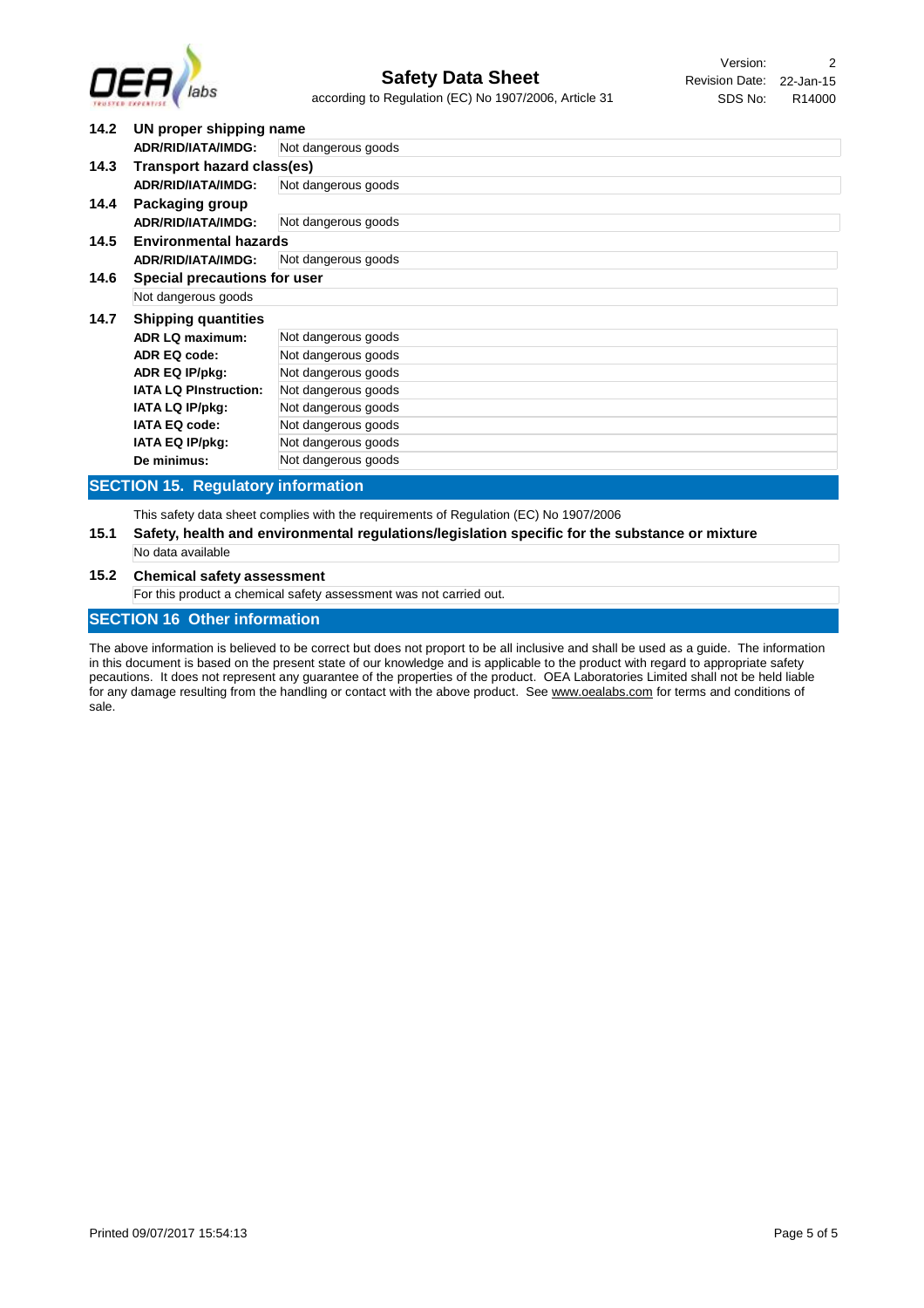### 14.2 UN proper shipping name

| | |
|---|---|
| **ADR/RID/IATA/IMDG:** | Not dangerous goods |

### 14.3 Transport hazard class(es)

| | |
|---|---|
| **ADR/RID/IATA/IMDG:** | Not dangerous goods |

### 14.4 Packaging group

| | |
|---|---|
| **ADR/RID/IATA/IMDG:** | Not dangerous goods |

### 14.5 Environmental hazards

| | |
|---|---|
| **ADR/RID/IATA/IMDG:** | Not dangerous goods |

### 14.6 Special precautions for user

Not dangerous goods

### 14.7 Shipping quantities

| | |
|---|---|
| **ADR LQ maximum:** | Not dangerous goods |
| **ADR EQ code:** | Not dangerous goods |
| **ADR EQ IP/pkg:** | Not dangerous goods |
| **IATA LQ PInstruction:** | Not dangerous goods |
| **IATA LQ IP/pkg:** | Not dangerous goods |
| **IATA EQ code:** | Not dangerous goods |
| **IATA EQ IP/pkg:** | Not dangerous goods |
| **De minimus:** | Not dangerous goods |

## SECTION 15. Regulatory information

This safety data sheet complies with the requirements of Regulation (EC) No 1907/2006

### 15.1 Safety, health and environmental regulations/legislation specific for the substance or mixture

No data available

### 15.2 Chemical safety assessment

For this product a chemical safety assessment was not carried out.

## SECTION 16 Other information

The above information is believed to be correct but does not proport to be all inclusive and shall be used as a guide. The information in this document is based on the present state of our knowledge and is applicable to the product with regard to appropriate safety pecautions. It does not represent any guarantee of the properties of the product. OEA Laboratories Limited shall not be held liable for any damage resulting from the handling or contact with the above product. See www.oealabs.com for terms and conditions of sale.

Printed 09/07/2017 15:54:13